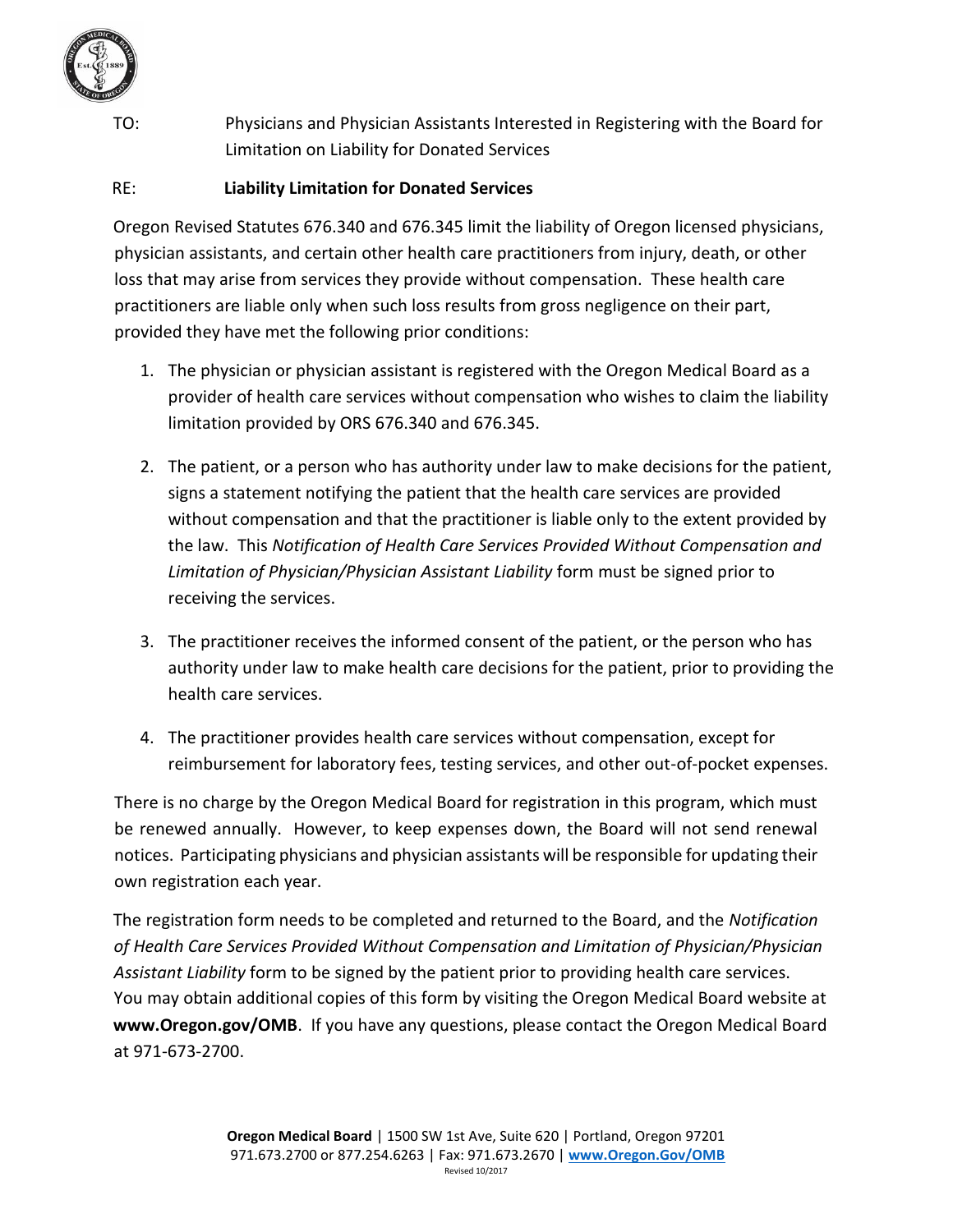TO: Physicians and Physician Assistants Interested in Registering with the Board for Limitation on Liability for Donated Services

RE: **Liability Limitation for Donated Services**

Oregon Revised Statutes 676.340 and 676.345 limit the liability of Oregon licensed physicians, physician assistants, and certain other health care practitioners from injury, death, or other loss that may arise from services they provide without compensation. These health care practitioners are liable only when such loss results from gross negligence on their part, provided they have met the following prior conditions:

1. The physician or physician assistant is registered with the Oregon Medical Board as a provider of health care services without compensation who wishes to claim the liability limitation provided by ORS 676.340 and 676.345.

2. The patient, or a person who has authority under law to make decisions for the patient, signs a statement notifying the patient that the health care services are provided without compensation and that the practitioner is liable only to the extent provided by the law. This *Notification of Health Care Services Provided Without Compensation and Limitation of Physician/Physician Assistant Liability* form must be signed prior to receiving the services.

3. The practitioner receives the informed consent of the patient, or the person who has authority under law to make health care decisions for the patient, prior to providing the health care services.

4. The practitioner provides health care services without compensation, except for reimbursement for laboratory fees, testing services, and other out-of-pocket expenses.

There is no charge by the Oregon Medical Board for registration in this program, which must be renewed annually. However, to keep expenses down, the Board will not send renewal notices. Participating physicians and physician assistants will be responsible for updating their own registration each year.

The registration form needs to be completed and returned to the Board, and the *Notification of Health Care Services Provided Without Compensation and Limitation of Physician/Physician Assistant Liability* form to be signed by the patient prior to providing health care services. You may obtain additional copies of this form by visiting the Oregon Medical Board website at **www.Oregon.gov/OMB**. If you have any questions, please contact the Oregon Medical Board at 971-673-2700.

**Oregon Medical Board** | 1500 SW 1st Ave, Suite 620 | Portland, Oregon 97201
971.673.2700 or 877.254.6263 | Fax: 971.673.2670 | **www.Oregon.Gov/OMB**
Revised 10/2017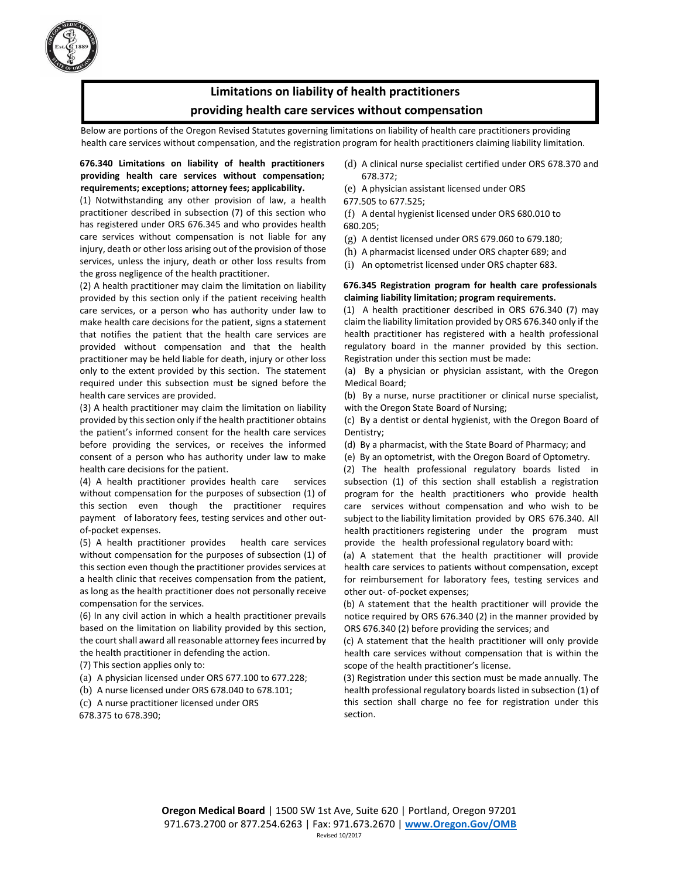# Limitations on liability of health practitioners providing health care services without compensation

Below are portions of the Oregon Revised Statutes governing limitations on liability of health care practitioners providing health care services without compensation, and the registration program for health practitioners claiming liability limitation.

**676.340 Limitations on liability of health practitioners providing health care services without compensation; requirements; exceptions; attorney fees; applicability.**

(1) Notwithstanding any other provision of law, a health practitioner described in subsection (7) of this section who has registered under ORS 676.345 and who provides health care services without compensation is not liable for any injury, death or other loss arising out of the provision of those services, unless the injury, death or other loss results from the gross negligence of the health practitioner.

(2) A health practitioner may claim the limitation on liability provided by this section only if the patient receiving health care services, or a person who has authority under law to make health care decisions for the patient, signs a statement that notifies the patient that the health care services are provided without compensation and that the health practitioner may be held liable for death, injury or other loss only to the extent provided by this section. The statement required under this subsection must be signed before the health care services are provided.

(3) A health practitioner may claim the limitation on liability provided by this section only if the health practitioner obtains the patient's informed consent for the health care services before providing the services, or receives the informed consent of a person who has authority under law to make health care decisions for the patient.

(4) A health practitioner provides health care services without compensation for the purposes of subsection (1) of this section even though the practitioner requires payment of laboratory fees, testing services and other out-of-pocket expenses.

(5) A health practitioner provides health care services without compensation for the purposes of subsection (1) of this section even though the practitioner provides services at a health clinic that receives compensation from the patient, as long as the health practitioner does not personally receive compensation for the services.

(6) In any civil action in which a health practitioner prevails based on the limitation on liability provided by this section, the court shall award all reasonable attorney fees incurred by the health practitioner in defending the action.

(7) This section applies only to:

(a) A physician licensed under ORS 677.100 to 677.228;

(b) A nurse licensed under ORS 678.040 to 678.101;

(c) A nurse practitioner licensed under ORS 678.375 to 678.390;

(d) A clinical nurse specialist certified under ORS 678.370 and 678.372;

(e) A physician assistant licensed under ORS 677.505 to 677.525;

(f) A dental hygienist licensed under ORS 680.010 to 680.205;

(g) A dentist licensed under ORS 679.060 to 679.180;

(h) A pharmacist licensed under ORS chapter 689; and

(i) An optometrist licensed under ORS chapter 683.

**676.345 Registration program for health care professionals claiming liability limitation; program requirements.**

(1) A health practitioner described in ORS 676.340 (7) may claim the liability limitation provided by ORS 676.340 only if the health practitioner has registered with a health professional regulatory board in the manner provided by this section. Registration under this section must be made:

(a) By a physician or physician assistant, with the Oregon Medical Board;

(b) By a nurse, nurse practitioner or clinical nurse specialist, with the Oregon State Board of Nursing;

(c) By a dentist or dental hygienist, with the Oregon Board of Dentistry;

(d) By a pharmacist, with the State Board of Pharmacy; and

(e) By an optometrist, with the Oregon Board of Optometry.

(2) The health professional regulatory boards listed in subsection (1) of this section shall establish a registration program for the health practitioners who provide health care services without compensation and who wish to be subject to the liability limitation provided by ORS 676.340. All health practitioners registering under the program must provide the health professional regulatory board with:

(a) A statement that the health practitioner will provide health care services to patients without compensation, except for reimbursement for laboratory fees, testing services and other out- of-pocket expenses;

(b) A statement that the health practitioner will provide the notice required by ORS 676.340 (2) in the manner provided by ORS 676.340 (2) before providing the services; and

(c) A statement that the health practitioner will only provide health care services without compensation that is within the scope of the health practitioner's license.

(3) Registration under this section must be made annually. The health professional regulatory boards listed in subsection (1) of this section shall charge no fee for registration under this section.

**Oregon Medical Board** | 1500 SW 1st Ave, Suite 620 | Portland, Oregon 97201
971.673.2700 or 877.254.6263 | Fax: 971.673.2670 | **www.Oregon.Gov/OMB**

Revised 10/2017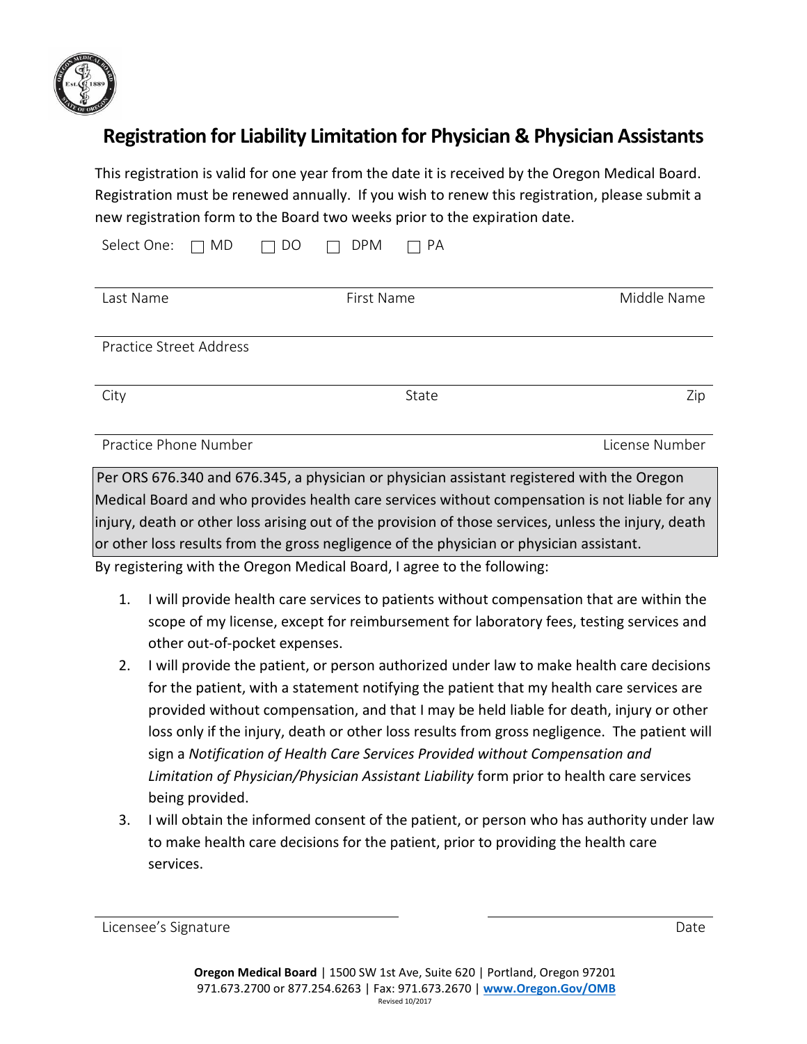# Registration for Liability Limitation for Physician & Physician Assistants

This registration is valid for one year from the date it is received by the Oregon Medical Board. Registration must be renewed annually. If you wish to renew this registration, please submit a new registration form to the Board two weeks prior to the expiration date.

Select One: ☐ MD ☐ DO ☐ DPM ☐ PA

| Last Name | First Name | Middle Name |
|---|---|---|

Practice Street Address

| City | State | Zip |
|---|---|---|

| Practice Phone Number | License Number |
|---|---|

Per ORS 676.340 and 676.345, a physician or physician assistant registered with the Oregon Medical Board and who provides health care services without compensation is not liable for any injury, death or other loss arising out of the provision of those services, unless the injury, death or other loss results from the gross negligence of the physician or physician assistant.

By registering with the Oregon Medical Board, I agree to the following:

1. I will provide health care services to patients without compensation that are within the scope of my license, except for reimbursement for laboratory fees, testing services and other out-of-pocket expenses.
2. I will provide the patient, or person authorized under law to make health care decisions for the patient, with a statement notifying the patient that my health care services are provided without compensation, and that I may be held liable for death, injury or other loss only if the injury, death or other loss results from gross negligence. The patient will sign a *Notification of Health Care Services Provided without Compensation and Limitation of Physician/Physician Assistant Liability* form prior to health care services being provided.
3. I will obtain the informed consent of the patient, or person who has authority under law to make health care decisions for the patient, prior to providing the health care services.

| Licensee's Signature | Date |
|---|---|

**Oregon Medical Board** | 1500 SW 1st Ave, Suite 620 | Portland, Oregon 97201
971.673.2700 or 877.254.6263 | Fax: 971.673.2670 | **www.Oregon.Gov/OMB**
Revised 10/2017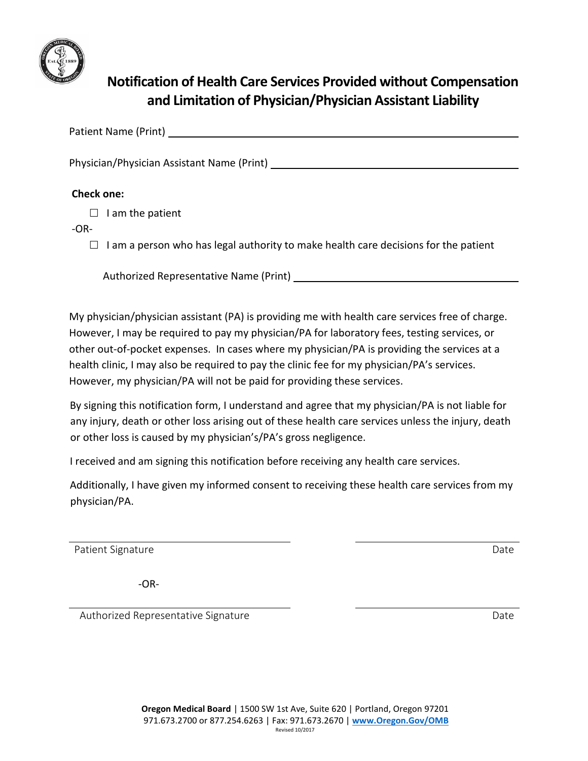# Notification of Health Care Services Provided without Compensation and Limitation of Physician/Physician Assistant Liability

Patient Name (Print) ______________________________________________

Physician/Physician Assistant Name (Print) ______________________________

**Check one:**

☐ I am the patient

-OR-

☐ I am a person who has legal authority to make health care decisions for the patient

Authorized Representative Name (Print) ______________________________

My physician/physician assistant (PA) is providing me with health care services free of charge. However, I may be required to pay my physician/PA for laboratory fees, testing services, or other out-of-pocket expenses. In cases where my physician/PA is providing the services at a health clinic, I may also be required to pay the clinic fee for my physician/PA's services. However, my physician/PA will not be paid for providing these services.

By signing this notification form, I understand and agree that my physician/PA is not liable for any injury, death or other loss arising out of these health care services unless the injury, death or other loss is caused by my physician's/PA's gross negligence.

I received and am signing this notification before receiving any health care services.

Additionally, I have given my informed consent to receiving these health care services from my physician/PA.

______________________________ ______________________________

Patient Signature Date

-OR-

______________________________ ______________________________

Authorized Representative Signature Date

**Oregon Medical Board** | 1500 SW 1st Ave, Suite 620 | Portland, Oregon 97201
971.673.2700 or 877.254.6263 | Fax: 971.673.2670 | **www.Oregon.Gov/OMB**

Revised 10/2017